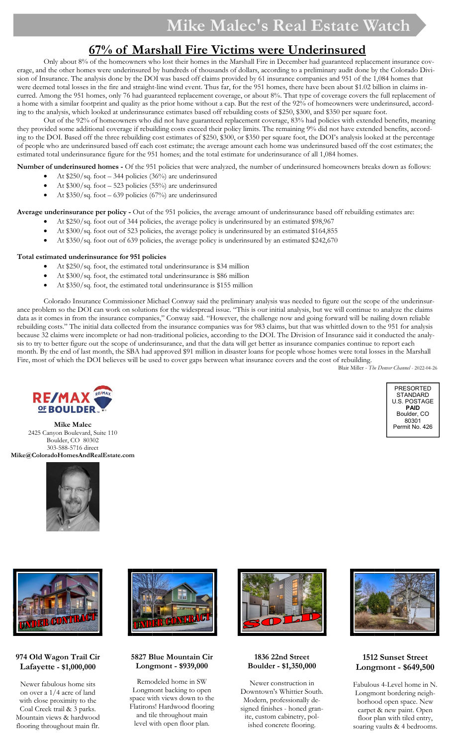# Mike Malec's Real Estate Watch

## 67% of Marshall Fire Victims were Underinsured

Only about 8% of the homeowners who lost their homes in the Marshall Fire in December had guaranteed replacement insurance coverage, and the other homes were underinsured by hundreds of thousands of dollars, according to a preliminary audit done by the Colorado Division of Insurance. The analysis done by the DOI was based off claims provided by 61 insurance companies and 951 of the 1,084 homes that were deemed total losses in the fire and straight-line wind event. Thus far, for the 951 homes, there have been about $1.02 billion in claims incurred. Among the 951 homes, only 76 had guaranteed replacement coverage, or about 8%. That type of coverage covers the full replacement of a home with a similar footprint and quality as the prior home without a cap. But the rest of the 92% of homeowners were underinsured, according to the analysis, which looked at underinsurance estimates based off rebuilding costs of $250, $300, and $350 per square foot.

Out of the 92% of homeowners who did not have guaranteed replacement coverage, 83% had policies with extended benefits, meaning they provided some additional coverage if rebuilding costs exceed their policy limits. The remaining 9% did not have extended benefits, according to the DOI. Based off the three rebuilding cost estimates of $250, $300, or $350 per square foot, the DOI's analysis looked at the percentage of people who are underinsured based off each cost estimate; the average amount each home was underinsured based off the cost estimates; the estimated total underinsurance figure for the 951 homes; and the total estimate for underinsurance of all 1,084 homes.

**Number of underinsured homes -** Of the 951 policies that were analyzed, the number of underinsured homeowners breaks down as follows:

- At $250/sq. foot – 344 policies (36%) are underinsured
- At $300/sq. foot – 523 policies (55%) are underinsured
- At $350/sq. foot – 639 policies (67%) are underinsured

**Average underinsurance per policy -** Out of the 951 policies, the average amount of underinsurance based off rebuilding estimates are:

- At $250/sq. foot out of 344 policies, the average policy is underinsured by an estimated $98,967
- At $300/sq. foot out of 523 policies, the average policy is underinsured by an estimated $164,855
- At $350/sq. foot out of 639 policies, the average policy is underinsured by an estimated $242,670

**Total estimated underinsurance for 951 policies**

- At $250/sq. foot, the estimated total underinsurance is $34 million
- At $300/sq. foot, the estimated total underinsurance is $86 million
- At $350/sq. foot, the estimated total underinsurance is $155 million

Colorado Insurance Commissioner Michael Conway said the preliminary analysis was needed to figure out the scope of the underinsurance problem so the DOI can work on solutions for the widespread issue. "This is our initial analysis, but we will continue to analyze the claims data as it comes in from the insurance companies," Conway said. "However, the challenge now and going forward will be nailing down reliable rebuilding costs." The initial data collected from the insurance companies was for 983 claims, but that was whittled down to the 951 for analysis because 32 claims were incomplete or had non-traditional policies, according to the DOI. The Division of Insurance said it conducted the analysis to try to better figure out the scope of underinsurance, and that the data will get better as insurance companies continue to report each month. By the end of last month, the SBA had approved $91 million in disaster loans for people whose homes were total losses in the Marshall Fire, most of which the DOI believes will be used to cover gaps between what insurance covers and the cost of rebuilding.

Blair Miller - *The Denver Channel* - 2022-04-26

RE/MAX OF BOULDER

**Mike Malec**
2425 Canyon Boulevard, Suite 110
Boulder, CO 80302
303-588-5716 direct
**Mike@ColoradoHomesAndRealEstate.com**

PRESORTED
STANDARD
U.S. POSTAGE
**PAID**
Boulder, CO
80301
Permit No. 426

UNDER CONTRACT

### 974 Old Wagon Trail Cir Lafayette - $1,000,000

Newer fabulous home sits on over a 1/4 acre of land with close proximity to the Coal Creek trail & 3 parks. Mountain views & hardwood flooring throughout main flr.

UNDER CONTRACT

### 5827 Blue Mountain Cir Longmont - $939,000

Remodeled home in SW Longmont backing to open space with views down to the Flatirons! Hardwood flooring and tile throughout main level with open floor plan.

SOLD

### 1836 22nd Street Boulder - $1,350,000

Newer construction in Downtown's Whittier South. Modern, professionally designed finishes - honed granite, custom cabinetry, polished concrete flooring.

### 1512 Sunset Street Longmont - $649,500

Fabulous 4-Level home in N. Longmont bordering neighborhood open space. New carpet & new paint. Open floor plan with tiled entry, soaring vaults & 4 bedrooms.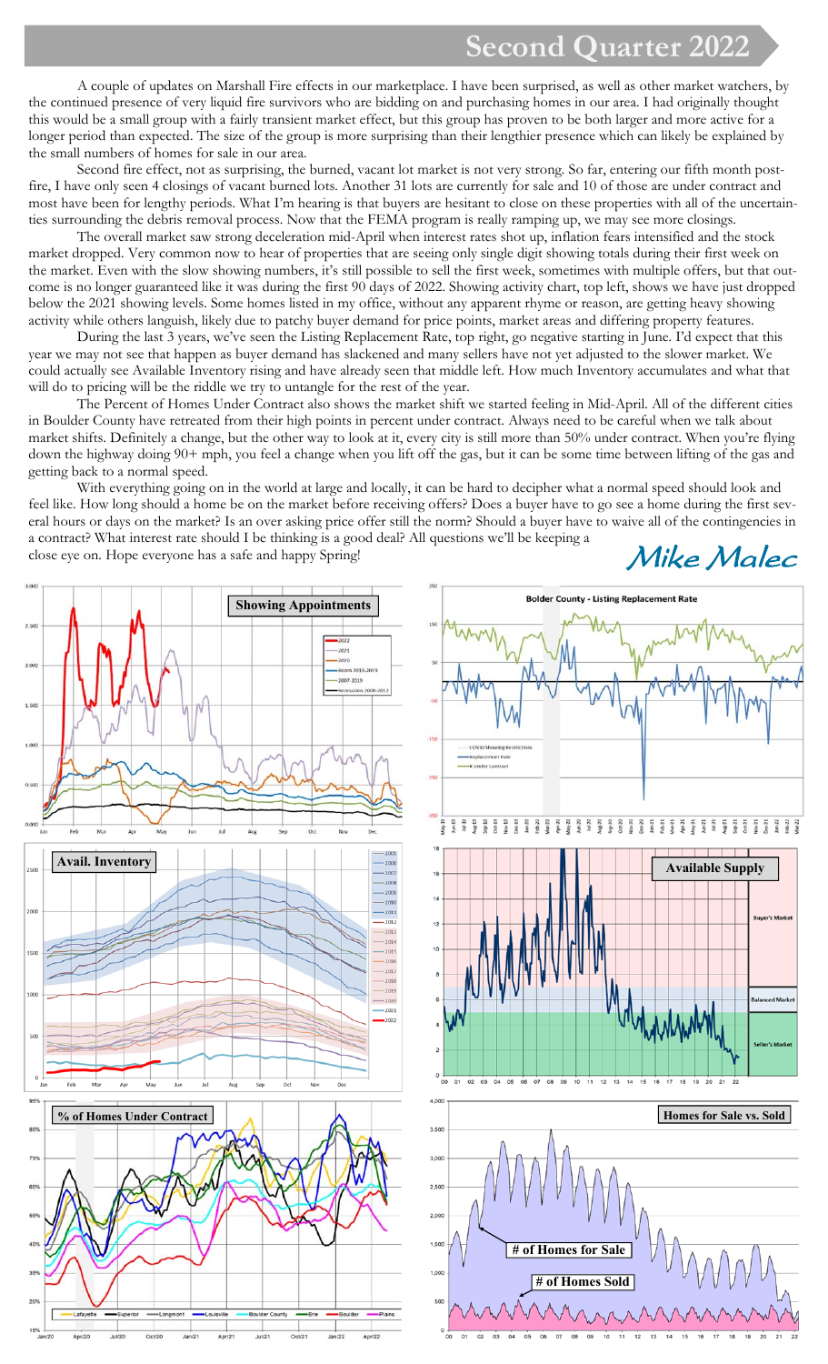# Second Quarter 2022

A couple of updates on Marshall Fire effects in our marketplace. I have been surprised, as well as other market watchers, by the continued presence of very liquid fire survivors who are bidding on and purchasing homes in our area. I had originally thought this would be a small group with a fairly transient market effect, but this group has proven to be both larger and more active for a longer period than expected. The size of the group is more surprising than their lengthier presence which can likely be explained by the small numbers of homes for sale in our area.

Second fire effect, not as surprising, the burned, vacant lot market is not very strong. So far, entering our fifth month post-fire, I have only seen 4 closings of vacant burned lots. Another 31 lots are currently for sale and 10 of those are under contract and most have been for lengthy periods. What I'm hearing is that buyers are hesitant to close on these properties with all of the uncertainties surrounding the debris removal process. Now that the FEMA program is really ramping up, we may see more closings.

The overall market saw strong deceleration mid-April when interest rates shot up, inflation fears intensified and the stock market dropped. Very common now to hear of properties that are seeing only single digit showing totals during their first week on the market. Even with the slow showing numbers, it's still possible to sell the first week, sometimes with multiple offers, but that outcome is no longer guaranteed like it was during the first 90 days of 2022. Showing activity chart, top left, shows we have just dropped below the 2021 showing levels. Some homes listed in my office, without any apparent rhyme or reason, are getting heavy showing activity while others languish, likely due to patchy buyer demand for price points, market areas and differing property features.

During the last 3 years, we've seen the Listing Replacement Rate, top right, go negative starting in June. I'd expect that this year we may not see that happen as buyer demand has slackened and many sellers have not yet adjusted to the slower market. We could actually see Available Inventory rising and have already seen that middle left. How much Inventory accumulates and what that will do to pricing will be the riddle we try to untangle for the rest of the year.

The Percent of Homes Under Contract also shows the market shift we started feeling in Mid-April. All of the different cities in Boulder County have retreated from their high points in percent under contract. Always need to be careful when we talk about market shifts. Definitely a change, but the other way to look at it, every city is still more than 50% under contract. When you're flying down the highway doing 90+ mph, you feel a change when you lift off the gas, but it can be some time between lifting of the gas and getting back to a normal speed.

With everything going on in the world at large and locally, it can be hard to decipher what a normal speed should look and feel like. How long should a home be on the market before receiving offers? Does a buyer have to go see a home during the first several hours or days on the market? Is an over asking price offer still the norm? Should a buyer have to waive all of the contingencies in a contract? What interest rate should I be thinking is a good deal? All questions we'll be keeping a close eye on. Hope everyone has a safe and happy Spring!

*Mike Malec*

Showing Appointments

2022
2021
2020
Boom 2013-2019
2007-2019
Recession 2008-2012

Bolder County - Listing Replacement Rate

COVID Showing Restrictions
Replacement Rate
# Under Contract

Avail. Inventory

Available Supply

Buyer's Market
Balanced Market
Seller's Market

% of Homes Under Contract

Lafayette, Superior, Longmont, Louisville, Boulder County, Erie, Boulder, Plains

Homes for Sale vs. Sold

\# of Homes for Sale
\# of Homes Sold